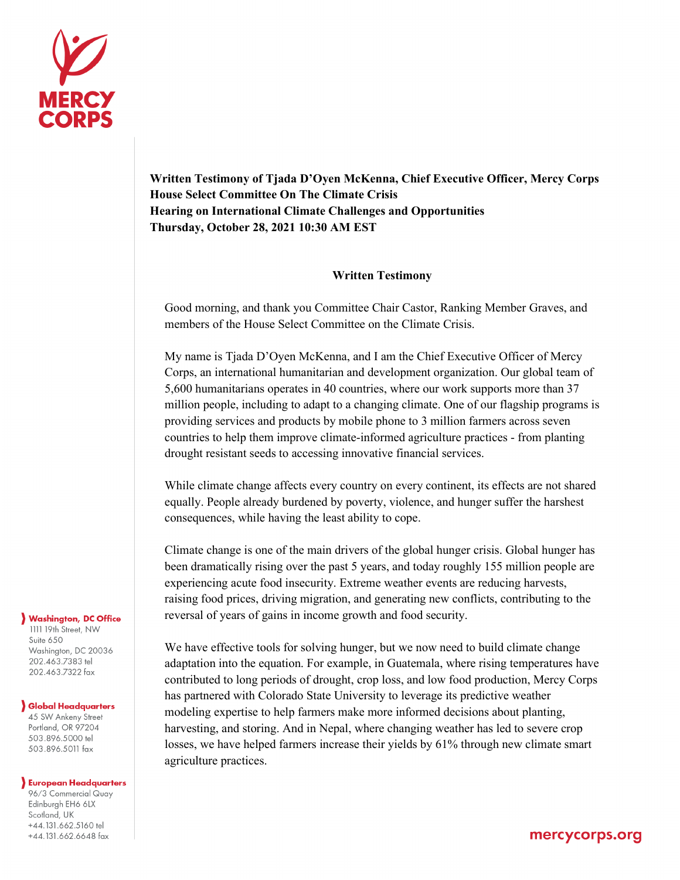**Written Testimony of Tjada D'Oyen McKenna, Chief Executive Officer, Mercy Corps**
**House Select Committee On The Climate Crisis**
**Hearing on International Climate Challenges and Opportunities**
**Thursday, October 28, 2021 10:30 AM EST**

## Written Testimony

Good morning, and thank you Committee Chair Castor, Ranking Member Graves, and members of the House Select Committee on the Climate Crisis.

My name is Tjada D'Oyen McKenna, and I am the Chief Executive Officer of Mercy Corps, an international humanitarian and development organization. Our global team of 5,600 humanitarians operates in 40 countries, where our work supports more than 37 million people, including to adapt to a changing climate. One of our flagship programs is providing services and products by mobile phone to 3 million farmers across seven countries to help them improve climate-informed agriculture practices - from planting drought resistant seeds to accessing innovative financial services.

While climate change affects every country on every continent, its effects are not shared equally. People already burdened by poverty, violence, and hunger suffer the harshest consequences, while having the least ability to cope.

Climate change is one of the main drivers of the global hunger crisis. Global hunger has been dramatically rising over the past 5 years, and today roughly 155 million people are experiencing acute food insecurity. Extreme weather events are reducing harvests, raising food prices, driving migration, and generating new conflicts, contributing to the reversal of years of gains in income growth and food security.

We have effective tools for solving hunger, but we now need to build climate change adaptation into the equation. For example, in Guatemala, where rising temperatures have contributed to long periods of drought, crop loss, and low food production, Mercy Corps has partnered with Colorado State University to leverage its predictive weather modeling expertise to help farmers make more informed decisions about planting, harvesting, and storing. And in Nepal, where changing weather has led to severe crop losses, we have helped farmers increase their yields by 61% through new climate smart agriculture practices.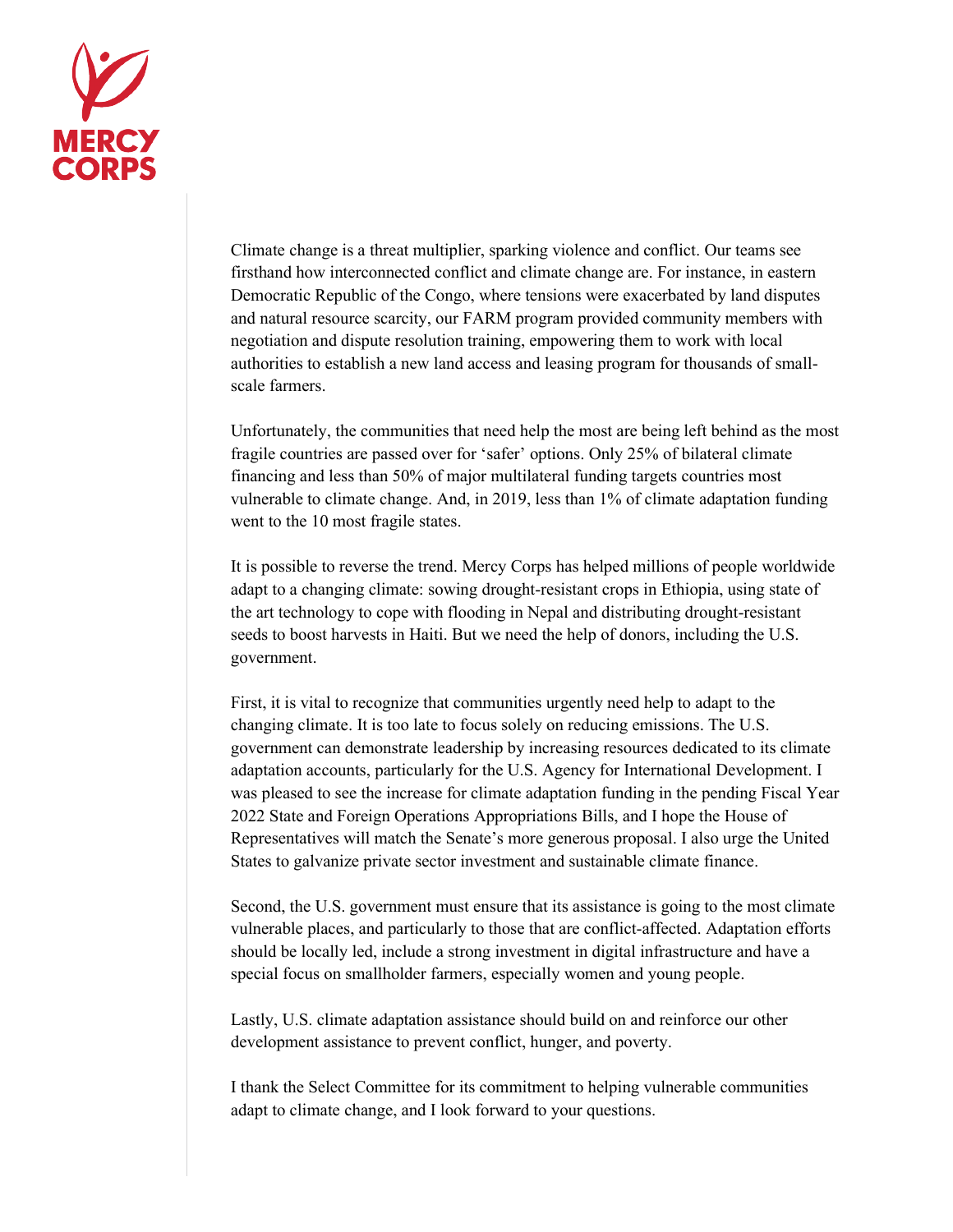Climate change is a threat multiplier, sparking violence and conflict. Our teams see firsthand how interconnected conflict and climate change are. For instance, in eastern Democratic Republic of the Congo, where tensions were exacerbated by land disputes and natural resource scarcity, our FARM program provided community members with negotiation and dispute resolution training, empowering them to work with local authorities to establish a new land access and leasing program for thousands of small-scale farmers.

Unfortunately, the communities that need help the most are being left behind as the most fragile countries are passed over for 'safer' options. Only 25% of bilateral climate financing and less than 50% of major multilateral funding targets countries most vulnerable to climate change. And, in 2019, less than 1% of climate adaptation funding went to the 10 most fragile states.

It is possible to reverse the trend. Mercy Corps has helped millions of people worldwide adapt to a changing climate: sowing drought-resistant crops in Ethiopia, using state of the art technology to cope with flooding in Nepal and distributing drought-resistant seeds to boost harvests in Haiti. But we need the help of donors, including the U.S. government.

First, it is vital to recognize that communities urgently need help to adapt to the changing climate. It is too late to focus solely on reducing emissions. The U.S. government can demonstrate leadership by increasing resources dedicated to its climate adaptation accounts, particularly for the U.S. Agency for International Development. I was pleased to see the increase for climate adaptation funding in the pending Fiscal Year 2022 State and Foreign Operations Appropriations Bills, and I hope the House of Representatives will match the Senate's more generous proposal. I also urge the United States to galvanize private sector investment and sustainable climate finance.

Second, the U.S. government must ensure that its assistance is going to the most climate vulnerable places, and particularly to those that are conflict-affected. Adaptation efforts should be locally led, include a strong investment in digital infrastructure and have a special focus on smallholder farmers, especially women and young people.

Lastly, U.S. climate adaptation assistance should build on and reinforce our other development assistance to prevent conflict, hunger, and poverty.

I thank the Select Committee for its commitment to helping vulnerable communities adapt to climate change, and I look forward to your questions.